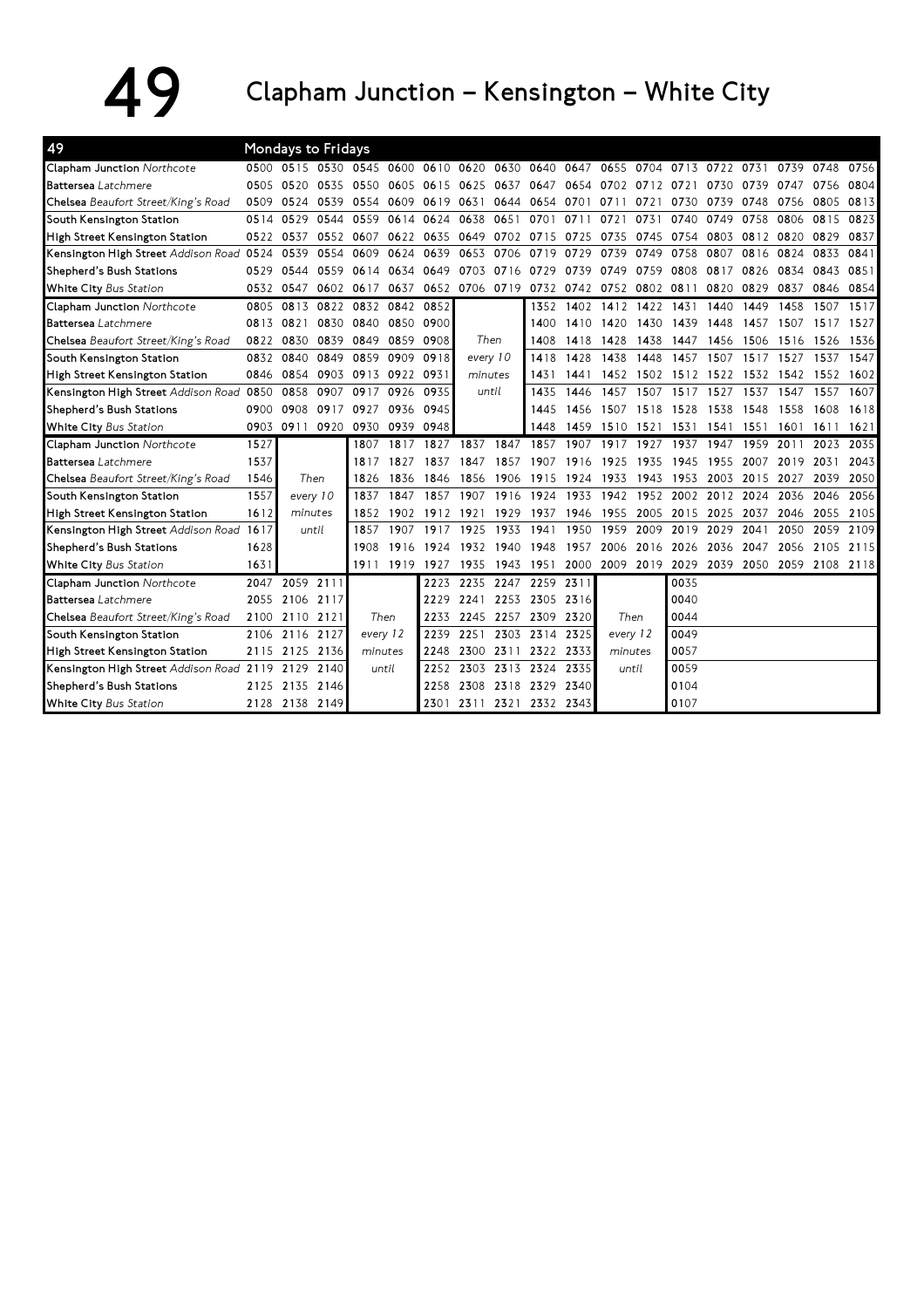# 49 Clapham Junction – Kensington – White City

| 49 | Mondays to Fridays | | | | | | | | | | | | | | | | | |
|---|---|---|---|---|---|---|---|---|---|---|---|---|---|---|---|---|---|---|
| **Clapham Junction** *Northcote* | 0500 | 0515 | 0530 | 0545 | 0600 | 0610 | 0620 | 0630 | 0640 | 0647 | 0655 | 0704 | 0713 | 0722 | 0731 | 0739 | 0748 | 0756 |
| **Battersea** *Latchmere* | 0505 | 0520 | 0535 | 0550 | 0605 | 0615 | 0625 | 0637 | 0647 | 0654 | 0702 | 0712 | 0721 | 0730 | 0739 | 0747 | 0756 | 0804 |
| **Chelsea** *Beaufort Street/King's Road* | 0509 | 0524 | 0539 | 0554 | 0609 | 0619 | 0631 | 0644 | 0654 | 0701 | 0711 | 0721 | 0730 | 0739 | 0748 | 0756 | 0805 | 0813 |
| **South Kensington Station** | 0514 | 0529 | 0544 | 0559 | 0614 | 0624 | 0638 | 0651 | 0701 | 0711 | 0721 | 0731 | 0740 | 0749 | 0758 | 0806 | 0815 | 0823 |
| **High Street Kensington Station** | 0522 | 0537 | 0552 | 0607 | 0622 | 0635 | 0649 | 0702 | 0715 | 0725 | 0735 | 0745 | 0754 | 0803 | 0812 | 0820 | 0829 | 0837 |
| **Kensington High Street** *Addison Road* | 0524 | 0539 | 0554 | 0609 | 0624 | 0639 | 0653 | 0706 | 0719 | 0729 | 0739 | 0749 | 0758 | 0807 | 0816 | 0824 | 0833 | 0841 |
| **Shepherd's Bush Stations** | 0529 | 0544 | 0559 | 0614 | 0634 | 0649 | 0703 | 0716 | 0729 | 0739 | 0749 | 0759 | 0808 | 0817 | 0826 | 0834 | 0843 | 0851 |
| **White City** *Bus Station* | 0532 | 0547 | 0602 | 0617 | 0637 | 0652 | 0706 | 0719 | 0732 | 0742 | 0752 | 0802 | 0811 | 0820 | 0829 | 0837 | 0846 | 0854 |
| **Clapham Junction** *Northcote* | 0805 | 0813 | 0822 | 0832 | 0842 | 0852 | | | 1352 | 1402 | 1412 | 1422 | 1431 | 1440 | 1449 | 1458 | 1507 | 1517 |
| **Battersea** *Latchmere* | 0813 | 0821 | 0830 | 0840 | 0850 | 0900 | | | 1400 | 1410 | 1420 | 1430 | 1439 | 1448 | 1457 | 1507 | 1517 | 1527 |
| **Chelsea** *Beaufort Street/King's Road* | 0822 | 0830 | 0839 | 0849 | 0859 | 0908 | *Then* | | 1408 | 1418 | 1428 | 1438 | 1447 | 1456 | 1506 | 1516 | 1526 | 1536 |
| **South Kensington Station** | 0832 | 0840 | 0849 | 0859 | 0909 | 0918 | *every 10* | | 1418 | 1428 | 1438 | 1448 | 1457 | 1507 | 1517 | 1527 | 1537 | 1547 |
| **High Street Kensington Station** | 0846 | 0854 | 0903 | 0913 | 0922 | 0931 | *minutes* | | 1431 | 1441 | 1452 | 1502 | 1512 | 1522 | 1532 | 1542 | 1552 | 1602 |
| **Kensington High Street** *Addison Road* | 0850 | 0858 | 0907 | 0917 | 0926 | 0935 | *until* | | 1435 | 1446 | 1457 | 1507 | 1517 | 1527 | 1537 | 1547 | 1557 | 1607 |
| **Shepherd's Bush Stations** | 0900 | 0908 | 0917 | 0927 | 0936 | 0945 | | | 1445 | 1456 | 1507 | 1518 | 1528 | 1538 | 1548 | 1558 | 1608 | 1618 |
| **White City** *Bus Station* | 0903 | 0911 | 0920 | 0930 | 0939 | 0948 | | | 1448 | 1459 | 1510 | 1521 | 1531 | 1541 | 1551 | 1601 | 1611 | 1621 |
| **Clapham Junction** *Northcote* | 1527 | | | 1807 | 1817 | 1827 | 1837 | 1847 | 1857 | 1907 | 1917 | 1927 | 1937 | 1947 | 1959 | 2011 | 2023 | 2035 |
| **Battersea** *Latchmere* | 1537 | | | 1817 | 1827 | 1837 | 1847 | 1857 | 1907 | 1916 | 1925 | 1935 | 1945 | 1955 | 2007 | 2019 | 2031 | 2043 |
| **Chelsea** *Beaufort Street/King's Road* | 1546 | *Then* | | 1826 | 1836 | 1846 | 1856 | 1906 | 1915 | 1924 | 1933 | 1943 | 1953 | 2003 | 2015 | 2027 | 2039 | 2050 |
| **South Kensington Station** | 1557 | *every 10* | | 1837 | 1847 | 1857 | 1907 | 1916 | 1924 | 1933 | 1942 | 1952 | 2002 | 2012 | 2024 | 2036 | 2046 | 2056 |
| **High Street Kensington Station** | 1612 | *minutes* | | 1852 | 1902 | 1912 | 1921 | 1929 | 1937 | 1946 | 1955 | 2005 | 2015 | 2025 | 2037 | 2046 | 2055 | 2105 |
| **Kensington High Street** *Addison Road* | 1617 | *until* | | 1857 | 1907 | 1917 | 1925 | 1933 | 1941 | 1950 | 1959 | 2009 | 2019 | 2029 | 2041 | 2050 | 2059 | 2109 |
| **Shepherd's Bush Stations** | 1628 | | | 1908 | 1916 | 1924 | 1932 | 1940 | 1948 | 1957 | 2006 | 2016 | 2026 | 2036 | 2047 | 2056 | 2105 | 2115 |
| **White City** *Bus Station* | 1631 | | | 1911 | 1919 | 1927 | 1935 | 1943 | 1951 | 2000 | 2009 | 2019 | 2029 | 2039 | 2050 | 2059 | 2108 | 2118 |
| **Clapham Junction** *Northcote* | 2047 | 2059 | 2111 | | | 2223 | 2235 | 2247 | 2259 | 2311 | | | 0035 | | | | | |
| **Battersea** *Latchmere* | 2055 | 2106 | 2117 | | | 2229 | 2241 | 2253 | 2305 | 2316 | | | 0040 | | | | | |
| **Chelsea** *Beaufort Street/King's Road* | 2100 | 2110 | 2121 | *Then* | | 2233 | 2245 | 2257 | 2309 | 2320 | *Then* | | 0044 | | | | | |
| **South Kensington Station** | 2106 | 2116 | 2127 | *every 12* | | 2239 | 2251 | 2303 | 2314 | 2325 | *every 12* | | 0049 | | | | | |
| **High Street Kensington Station** | 2115 | 2125 | 2136 | *minutes* | | 2248 | 2300 | 2311 | 2322 | 2333 | *minutes* | | 0057 | | | | | |
| **Kensington High Street** *Addison Road* | 2119 | 2129 | 2140 | *until* | | 2252 | 2303 | 2313 | 2324 | 2335 | *until* | | 0059 | | | | | |
| **Shepherd's Bush Stations** | 2125 | 2135 | 2146 | | | 2258 | 2308 | 2318 | 2329 | 2340 | | | 0104 | | | | | |
| **White City** *Bus Station* | 2128 | 2138 | 2149 | | | 2301 | 2311 | 2321 | 2332 | 2343 | | | 0107 | | | | | |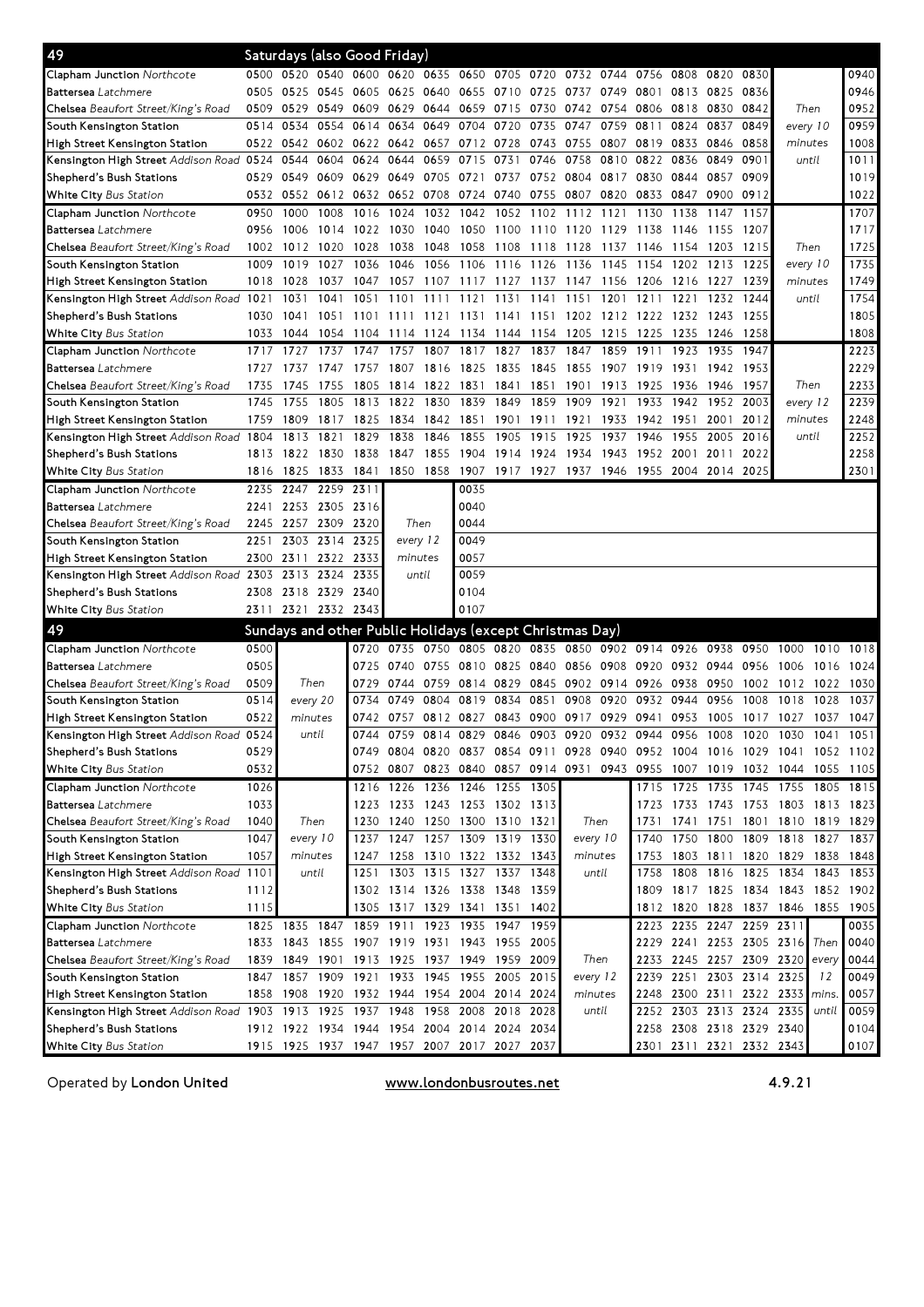## 49 Saturdays (also Good Friday)

| Stop | | | | | | | | | | | | | | | | | |
|---|---|---|---|---|---|---|---|---|---|---|---|---|---|---|---|---|---|
| **Clapham Junction** *Northcote* | 0500 | 0520 | 0540 | 0600 | 0620 | 0635 | 0650 | 0705 | 0720 | 0732 | 0744 | 0756 | 0808 | 0820 | 0830 | | 0940 |
| **Battersea** *Latchmere* | 0505 | 0525 | 0545 | 0605 | 0625 | 0640 | 0655 | 0710 | 0725 | 0737 | 0749 | 0801 | 0813 | 0825 | 0836 | | 0946 |
| **Chelsea** *Beaufort Street/King's Road* | 0509 | 0529 | 0549 | 0609 | 0629 | 0644 | 0659 | 0715 | 0730 | 0742 | 0754 | 0806 | 0818 | 0830 | 0842 | *Then* | 0952 |
| **South Kensington Station** | 0514 | 0534 | 0554 | 0614 | 0634 | 0649 | 0704 | 0720 | 0735 | 0747 | 0759 | 0811 | 0824 | 0837 | 0849 | *every 10* | 0959 |
| **High Street Kensington Station** | 0522 | 0542 | 0602 | 0622 | 0642 | 0657 | 0712 | 0728 | 0743 | 0755 | 0807 | 0819 | 0833 | 0846 | 0858 | *minutes* | 1008 |
| **Kensington High Street** *Addison Road* | 0524 | 0544 | 0604 | 0624 | 0644 | 0659 | 0715 | 0731 | 0746 | 0758 | 0810 | 0822 | 0836 | 0849 | 0901 | *until* | 1011 |
| **Shepherd's Bush Stations** | 0529 | 0549 | 0609 | 0629 | 0649 | 0705 | 0721 | 0737 | 0752 | 0804 | 0817 | 0830 | 0844 | 0857 | 0909 | | 1019 |
| **White City** *Bus Station* | 0532 | 0552 | 0612 | 0632 | 0652 | 0708 | 0724 | 0740 | 0755 | 0807 | 0820 | 0833 | 0847 | 0900 | 0912 | | 1022 |
| **Clapham Junction** *Northcote* | 0950 | 1000 | 1008 | 1016 | 1024 | 1032 | 1042 | 1052 | 1102 | 1112 | 1121 | 1130 | 1138 | 1147 | 1157 | | 1707 |
| **Battersea** *Latchmere* | 0956 | 1006 | 1014 | 1022 | 1030 | 1040 | 1050 | 1100 | 1110 | 1120 | 1129 | 1138 | 1146 | 1155 | 1207 | | 1717 |
| **Chelsea** *Beaufort Street/King's Road* | 1002 | 1012 | 1020 | 1028 | 1038 | 1048 | 1058 | 1108 | 1118 | 1128 | 1137 | 1146 | 1154 | 1203 | 1215 | *Then* | 1725 |
| **South Kensington Station** | 1009 | 1019 | 1027 | 1036 | 1046 | 1056 | 1106 | 1116 | 1126 | 1136 | 1145 | 1154 | 1202 | 1213 | 1225 | *every 10* | 1735 |
| **High Street Kensington Station** | 1018 | 1028 | 1037 | 1047 | 1057 | 1107 | 1117 | 1127 | 1137 | 1147 | 1156 | 1206 | 1216 | 1227 | 1239 | *minutes* | 1749 |
| **Kensington High Street** *Addison Road* | 1021 | 1031 | 1041 | 1051 | 1101 | 1111 | 1121 | 1131 | 1141 | 1151 | 1201 | 1211 | 1221 | 1232 | 1244 | *until* | 1754 |
| **Shepherd's Bush Stations** | 1030 | 1041 | 1051 | 1101 | 1111 | 1121 | 1131 | 1141 | 1151 | 1202 | 1212 | 1222 | 1232 | 1243 | 1255 | | 1805 |
| **White City** *Bus Station* | 1033 | 1044 | 1054 | 1104 | 1114 | 1124 | 1134 | 1144 | 1154 | 1205 | 1215 | 1225 | 1235 | 1246 | 1258 | | 1808 |
| **Clapham Junction** *Northcote* | 1717 | 1727 | 1737 | 1747 | 1757 | 1807 | 1817 | 1827 | 1837 | 1847 | 1859 | 1911 | 1923 | 1935 | 1947 | | 2223 |
| **Battersea** *Latchmere* | 1727 | 1737 | 1747 | 1757 | 1807 | 1816 | 1825 | 1835 | 1845 | 1855 | 1907 | 1919 | 1931 | 1942 | 1953 | | 2229 |
| **Chelsea** *Beaufort Street/King's Road* | 1735 | 1745 | 1755 | 1805 | 1814 | 1822 | 1831 | 1841 | 1851 | 1901 | 1913 | 1925 | 1936 | 1946 | 1957 | *Then* | 2233 |
| **South Kensington Station** | 1745 | 1755 | 1805 | 1813 | 1822 | 1830 | 1839 | 1849 | 1859 | 1909 | 1921 | 1933 | 1942 | 1952 | 2003 | *every 12* | 2239 |
| **High Street Kensington Station** | 1759 | 1809 | 1817 | 1825 | 1834 | 1842 | 1851 | 1901 | 1911 | 1921 | 1933 | 1942 | 1951 | 2001 | 2012 | *minutes* | 2248 |
| **Kensington High Street** *Addison Road* | 1804 | 1813 | 1821 | 1829 | 1838 | 1846 | 1855 | 1905 | 1915 | 1925 | 1937 | 1946 | 1955 | 2005 | 2016 | *until* | 2252 |
| **Shepherd's Bush Stations** | 1813 | 1822 | 1830 | 1838 | 1847 | 1855 | 1904 | 1914 | 1924 | 1934 | 1943 | 1952 | 2001 | 2011 | 2022 | | 2258 |
| **White City** *Bus Station* | 1816 | 1825 | 1833 | 1841 | 1850 | 1858 | 1907 | 1917 | 1927 | 1937 | 1946 | 1955 | 2004 | 2014 | 2025 | | 2301 |
| **Clapham Junction** *Northcote* | 2235 | 2247 | 2259 | 2311 | | | 0035 | | | | | | | | | | |
| **Battersea** *Latchmere* | 2241 | 2253 | 2305 | 2316 | | | 0040 | | | | | | | | | | |
| **Chelsea** *Beaufort Street/King's Road* | 2245 | 2257 | 2309 | 2320 | *Then* | | 0044 | | | | | | | | | | |
| **South Kensington Station** | 2251 | 2303 | 2314 | 2325 | *every 12* | | 0049 | | | | | | | | | | |
| **High Street Kensington Station** | 2300 | 2311 | 2322 | 2333 | *minutes* | | 0057 | | | | | | | | | | |
| **Kensington High Street** *Addison Road* | 2303 | 2313 | 2324 | 2335 | *until* | | 0059 | | | | | | | | | | |
| **Shepherd's Bush Stations** | 2308 | 2318 | 2329 | 2340 | | | 0104 | | | | | | | | | | |
| **White City** *Bus Station* | 2311 | 2321 | 2332 | 2343 | | | 0107 | | | | | | | | | | |

## 49 Sundays and other Public Holidays (except Christmas Day)

| Stop | | | | | | | | | | | | | | | | |
|---|---|---|---|---|---|---|---|---|---|---|---|---|---|---|---|---|
| **Clapham Junction** *Northcote* | 0500 | | 0720 | 0735 | 0750 | 0805 | 0820 | 0835 | 0850 | 0902 | 0914 | 0926 | 0938 | 0950 | 1000 | 1010 | 1018 |
| **Battersea** *Latchmere* | 0505 | | 0725 | 0740 | 0755 | 0810 | 0825 | 0840 | 0856 | 0908 | 0920 | 0932 | 0944 | 0956 | 1006 | 1016 | 1024 |
| **Chelsea** *Beaufort Street/King's Road* | 0509 | *Then* | 0729 | 0744 | 0759 | 0814 | 0829 | 0845 | 0902 | 0914 | 0926 | 0938 | 0950 | 1002 | 1012 | 1022 | 1030 |
| **South Kensington Station** | 0514 | *every 20* | 0734 | 0749 | 0804 | 0819 | 0834 | 0851 | 0908 | 0920 | 0932 | 0944 | 0956 | 1008 | 1018 | 1028 | 1037 |
| **High Street Kensington Station** | 0522 | *minutes* | 0742 | 0757 | 0812 | 0827 | 0843 | 0900 | 0917 | 0929 | 0941 | 0953 | 1005 | 1017 | 1027 | 1037 | 1047 |
| **Kensington High Street** *Addison Road* | 0524 | *until* | 0744 | 0759 | 0814 | 0829 | 0846 | 0903 | 0920 | 0932 | 0944 | 0956 | 1008 | 1020 | 1030 | 1041 | 1051 |
| **Shepherd's Bush Stations** | 0529 | | 0749 | 0804 | 0820 | 0837 | 0854 | 0911 | 0928 | 0940 | 0952 | 1004 | 1016 | 1029 | 1041 | 1052 | 1102 |
| **White City** *Bus Station* | 0532 | | 0752 | 0807 | 0823 | 0840 | 0857 | 0914 | 0931 | 0943 | 0955 | 1007 | 1019 | 1032 | 1044 | 1055 | 1105 |
| **Clapham Junction** *Northcote* | 1026 | | 1216 | 1226 | 1236 | 1246 | 1255 | 1305 | | 1715 | 1725 | 1735 | 1745 | 1755 | 1805 | 1815 | |
| **Battersea** *Latchmere* | 1033 | | 1223 | 1233 | 1243 | 1253 | 1302 | 1313 | | 1723 | 1733 | 1743 | 1753 | 1803 | 1813 | 1823 | |
| **Chelsea** *Beaufort Street/King's Road* | 1040 | *Then* | 1230 | 1240 | 1250 | 1300 | 1310 | 1321 | *Then* | 1731 | 1741 | 1751 | 1801 | 1810 | 1819 | 1829 | |
| **South Kensington Station** | 1047 | *every 10* | 1237 | 1247 | 1257 | 1309 | 1319 | 1330 | *every 10* | 1740 | 1750 | 1800 | 1809 | 1818 | 1827 | 1837 | |
| **High Street Kensington Station** | 1057 | *minutes* | 1247 | 1258 | 1310 | 1322 | 1332 | 1343 | *minutes* | 1753 | 1803 | 1811 | 1820 | 1829 | 1838 | 1848 | |
| **Kensington High Street** *Addison Road* | 1101 | *until* | 1251 | 1303 | 1315 | 1327 | 1337 | 1348 | *until* | 1758 | 1808 | 1816 | 1825 | 1834 | 1843 | 1853 | |
| **Shepherd's Bush Stations** | 1112 | | 1302 | 1314 | 1326 | 1338 | 1348 | 1359 | | 1809 | 1817 | 1825 | 1834 | 1843 | 1852 | 1902 | |
| **White City** *Bus Station* | 1115 | | 1305 | 1317 | 1329 | 1341 | 1351 | 1402 | | 1812 | 1820 | 1828 | 1837 | 1846 | 1855 | 1905 | |
| **Clapham Junction** *Northcote* | 1825 | 1835 | 1847 | 1859 | 1911 | 1923 | 1935 | 1947 | 1959 | | 2223 | 2235 | 2247 | 2259 | 2311 | | 0035 |
| **Battersea** *Latchmere* | 1833 | 1843 | 1855 | 1907 | 1919 | 1931 | 1943 | 1955 | 2005 | | 2229 | 2241 | 2253 | 2305 | 2316 | *Then* | 0040 |
| **Chelsea** *Beaufort Street/King's Road* | 1839 | 1849 | 1901 | 1913 | 1925 | 1937 | 1949 | 1959 | 2009 | *Then* | 2233 | 2245 | 2257 | 2309 | 2320 | *every* | 0044 |
| **South Kensington Station** | 1847 | 1857 | 1909 | 1921 | 1933 | 1945 | 1955 | 2005 | 2015 | *every 12* | 2239 | 2251 | 2303 | 2314 | 2325 | *12* | 0049 |
| **High Street Kensington Station** | 1858 | 1908 | 1920 | 1932 | 1944 | 1954 | 2004 | 2014 | 2024 | *minutes* | 2248 | 2300 | 2311 | 2322 | 2333 | *mins.* | 0057 |
| **Kensington High Street** *Addison Road* | 1903 | 1913 | 1925 | 1937 | 1948 | 1958 | 2008 | 2018 | 2028 | *until* | 2252 | 2303 | 2313 | 2324 | 2335 | *until* | 0059 |
| **Shepherd's Bush Stations** | 1912 | 1922 | 1934 | 1944 | 1954 | 2004 | 2014 | 2024 | 2034 | | 2258 | 2308 | 2318 | 2329 | 2340 | | 0104 |
| **White City** *Bus Station* | 1915 | 1925 | 1937 | 1947 | 1957 | 2007 | 2017 | 2027 | 2037 | | 2301 | 2311 | 2321 | 2332 | 2343 | | 0107 |

Operated by **London United** www.londonbusroutes.net 4.9.21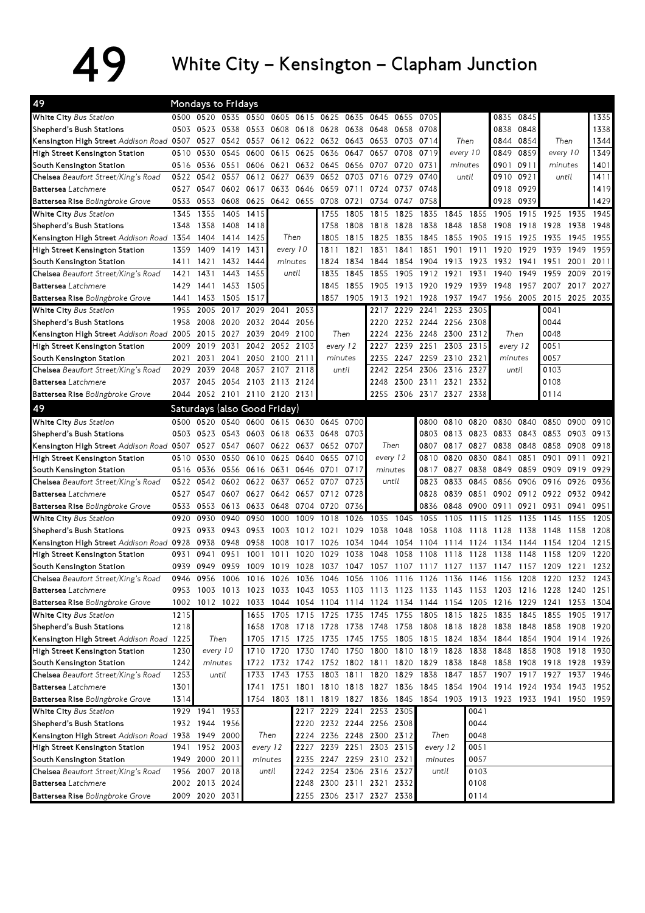# 49 White City – Kensington – Clapham Junction

## Mondays to Fridays

| 49 | | | | | | | | | | | | | | | | | | |
|---|---|---|---|---|---|---|---|---|---|---|---|---|---|---|---|---|---|---|
| White City Bus Station | 0500 | 0520 | 0535 | 0550 | 0605 | 0615 | 0625 | 0635 | 0645 | 0655 | 0705 | | | 0835 | 0845 | | | 1335 |
| Shepherd's Bush Stations | 0503 | 0523 | 0538 | 0553 | 0608 | 0618 | 0628 | 0638 | 0648 | 0658 | 0708 | | | 0838 | 0848 | | | 1338 |
| Kensington High Street Addison Road | 0507 | 0527 | 0542 | 0557 | 0612 | 0622 | 0632 | 0643 | 0653 | 0703 | 0714 | Then | | 0844 | 0854 | Then | | 1344 |
| High Street Kensington Station | 0510 | 0530 | 0545 | 0600 | 0615 | 0625 | 0636 | 0647 | 0657 | 0708 | 0719 | every 10 | | 0849 | 0859 | every 10 | | 1349 |
| South Kensington Station | 0516 | 0536 | 0551 | 0606 | 0621 | 0632 | 0645 | 0656 | 0707 | 0720 | 0731 | minutes | | 0901 | 0911 | minutes | | 1401 |
| Chelsea Beaufort Street/King's Road | 0522 | 0542 | 0557 | 0612 | 0627 | 0639 | 0652 | 0703 | 0716 | 0729 | 0740 | until | | 0910 | 0921 | until | | 1411 |
| Battersea Latchmere | 0527 | 0547 | 0602 | 0617 | 0633 | 0646 | 0659 | 0711 | 0724 | 0737 | 0748 | | | 0918 | 0929 | | | 1419 |
| Battersea Rise Bolingbroke Grove | 0533 | 0553 | 0608 | 0625 | 0642 | 0655 | 0708 | 0721 | 0734 | 0747 | 0758 | | | 0928 | 0939 | | | 1429 |

| 49 | | | | | | | | | | | | | | | | | | |
|---|---|---|---|---|---|---|---|---|---|---|---|---|---|---|---|---|---|---|
| White City Bus Station | 1345 | 1355 | 1405 | 1415 | | | 1755 | 1805 | 1815 | 1825 | 1835 | 1845 | 1855 | 1905 | 1915 | 1925 | 1935 | 1945 |
| Shepherd's Bush Stations | 1348 | 1358 | 1408 | 1418 | | | 1758 | 1808 | 1818 | 1828 | 1838 | 1848 | 1858 | 1908 | 1918 | 1928 | 1938 | 1948 |
| Kensington High Street Addison Road | 1354 | 1404 | 1414 | 1425 | Then | | 1805 | 1815 | 1825 | 1835 | 1845 | 1855 | 1905 | 1915 | 1925 | 1935 | 1945 | 1955 |
| High Street Kensington Station | 1359 | 1409 | 1419 | 1431 | every 10 | | 1811 | 1821 | 1831 | 1841 | 1851 | 1901 | 1911 | 1920 | 1929 | 1939 | 1949 | 1959 |
| South Kensington Station | 1411 | 1421 | 1432 | 1444 | minutes | | 1824 | 1834 | 1844 | 1854 | 1904 | 1913 | 1923 | 1932 | 1941 | 1951 | 2001 | 2011 |
| Chelsea Beaufort Street/King's Road | 1421 | 1431 | 1443 | 1455 | until | | 1835 | 1845 | 1855 | 1905 | 1912 | 1921 | 1931 | 1940 | 1949 | 1959 | 2009 | 2019 |
| Battersea Latchmere | 1429 | 1441 | 1453 | 1505 | | | 1845 | 1855 | 1905 | 1913 | 1920 | 1929 | 1939 | 1948 | 1957 | 2007 | 2017 | 2027 |
| Battersea Rise Bolingbroke Grove | 1441 | 1453 | 1505 | 1517 | | | 1857 | 1905 | 1913 | 1921 | 1928 | 1937 | 1947 | 1956 | 2005 | 2015 | 2025 | 2035 |

| 49 | | | | | | | | | | | | | | | | |
|---|---|---|---|---|---|---|---|---|---|---|---|---|---|---|---|---|
| White City Bus Station | 1955 | 2005 | 2017 | 2029 | 2041 | 2053 | | | 2217 | 2229 | 2241 | 2253 | 2305 | | | 0041 |
| Shepherd's Bush Stations | 1958 | 2008 | 2020 | 2032 | 2044 | 2056 | | | 2220 | 2232 | 2244 | 2256 | 2308 | | | 0044 |
| Kensington High Street Addison Road | 2005 | 2015 | 2027 | 2039 | 2049 | 2100 | Then | | 2224 | 2236 | 2248 | 2300 | 2312 | Then | | 0048 |
| High Street Kensington Station | 2009 | 2019 | 2031 | 2042 | 2052 | 2103 | every 12 | | 2227 | 2239 | 2251 | 2303 | 2315 | every 12 | | 0051 |
| South Kensington Station | 2021 | 2031 | 2041 | 2050 | 2100 | 2111 | minutes | | 2235 | 2247 | 2259 | 2310 | 2321 | minutes | | 0057 |
| Chelsea Beaufort Street/King's Road | 2029 | 2039 | 2048 | 2057 | 2107 | 2118 | until | | 2242 | 2254 | 2306 | 2316 | 2327 | until | | 0103 |
| Battersea Latchmere | 2037 | 2045 | 2054 | 2103 | 2113 | 2124 | | | 2248 | 2300 | 2311 | 2321 | 2332 | | | 0108 |
| Battersea Rise Bolingbroke Grove | 2044 | 2052 | 2101 | 2110 | 2120 | 2131 | | | 2255 | 2306 | 2317 | 2327 | 2338 | | | 0114 |

## Saturdays (also Good Friday)

| 49 | | | | | | | | | | | | | | | | | | |
|---|---|---|---|---|---|---|---|---|---|---|---|---|---|---|---|---|---|---|
| White City Bus Station | 0500 | 0520 | 0540 | 0600 | 0615 | 0630 | 0645 | 0700 | | | 0800 | 0810 | 0820 | 0830 | 0840 | 0850 | 0900 | 0910 |
| Shepherd's Bush Stations | 0503 | 0523 | 0543 | 0603 | 0618 | 0633 | 0648 | 0703 | | | 0803 | 0813 | 0823 | 0833 | 0843 | 0853 | 0903 | 0913 |
| Kensington High Street Addison Road | 0507 | 0527 | 0547 | 0607 | 0622 | 0637 | 0652 | 0707 | Then | | 0807 | 0817 | 0827 | 0838 | 0848 | 0858 | 0908 | 0918 |
| High Street Kensington Station | 0510 | 0530 | 0550 | 0610 | 0625 | 0640 | 0655 | 0710 | every 12 | | 0810 | 0820 | 0830 | 0841 | 0851 | 0901 | 0911 | 0921 |
| South Kensington Station | 0516 | 0536 | 0556 | 0616 | 0631 | 0646 | 0701 | 0717 | minutes | | 0817 | 0827 | 0838 | 0849 | 0859 | 0909 | 0919 | 0929 |
| Chelsea Beaufort Street/King's Road | 0522 | 0542 | 0602 | 0622 | 0637 | 0652 | 0707 | 0723 | until | | 0823 | 0833 | 0845 | 0856 | 0906 | 0916 | 0926 | 0936 |
| Battersea Latchmere | 0527 | 0547 | 0607 | 0627 | 0642 | 0657 | 0712 | 0728 | | | 0828 | 0839 | 0851 | 0902 | 0912 | 0922 | 0932 | 0942 |
| Battersea Rise Bolingbroke Grove | 0533 | 0553 | 0613 | 0633 | 0648 | 0704 | 0720 | 0736 | | | 0836 | 0848 | 0900 | 0911 | 0921 | 0931 | 0941 | 0951 |

| 49 | | | | | | | | | | | | | | | | | | |
|---|---|---|---|---|---|---|---|---|---|---|---|---|---|---|---|---|---|---|
| White City Bus Station | 0920 | 0930 | 0940 | 0950 | 1000 | 1009 | 1018 | 1026 | 1035 | 1045 | 1055 | 1105 | 1115 | 1125 | 1135 | 1145 | 1155 | 1205 |
| Shepherd's Bush Stations | 0923 | 0933 | 0943 | 0953 | 1003 | 1012 | 1021 | 1029 | 1038 | 1048 | 1058 | 1108 | 1118 | 1128 | 1138 | 1148 | 1158 | 1208 |
| Kensington High Street Addison Road | 0928 | 0938 | 0948 | 0958 | 1008 | 1017 | 1026 | 1034 | 1044 | 1054 | 1104 | 1114 | 1124 | 1134 | 1144 | 1154 | 1204 | 1215 |
| High Street Kensington Station | 0931 | 0941 | 0951 | 1001 | 1011 | 1020 | 1029 | 1038 | 1048 | 1058 | 1108 | 1118 | 1128 | 1138 | 1148 | 1158 | 1209 | 1220 |
| South Kensington Station | 0939 | 0949 | 0959 | 1009 | 1019 | 1028 | 1037 | 1047 | 1057 | 1107 | 1117 | 1127 | 1137 | 1147 | 1157 | 1209 | 1221 | 1232 |
| Chelsea Beaufort Street/King's Road | 0946 | 0956 | 1006 | 1016 | 1026 | 1036 | 1046 | 1056 | 1106 | 1116 | 1126 | 1136 | 1146 | 1156 | 1208 | 1220 | 1232 | 1243 |
| Battersea Latchmere | 0953 | 1003 | 1013 | 1023 | 1033 | 1043 | 1053 | 1103 | 1113 | 1123 | 1133 | 1143 | 1153 | 1203 | 1216 | 1228 | 1240 | 1251 |
| Battersea Rise Bolingbroke Grove | 1002 | 1012 | 1022 | 1033 | 1044 | 1054 | 1104 | 1114 | 1124 | 1134 | 1144 | 1154 | 1205 | 1216 | 1229 | 1241 | 1253 | 1304 |

| 49 | | | | | | | | | | | | | | | | | | |
|---|---|---|---|---|---|---|---|---|---|---|---|---|---|---|---|---|---|---|
| White City Bus Station | 1215 | | | 1655 | 1705 | 1715 | 1725 | 1735 | 1745 | 1755 | 1805 | 1815 | 1825 | 1835 | 1845 | 1855 | 1905 | 1917 |
| Shepherd's Bush Stations | 1218 | | | 1658 | 1708 | 1718 | 1728 | 1738 | 1748 | 1758 | 1808 | 1818 | 1828 | 1838 | 1848 | 1858 | 1908 | 1920 |
| Kensington High Street Addison Road | 1225 | Then | | 1705 | 1715 | 1725 | 1735 | 1745 | 1755 | 1805 | 1815 | 1824 | 1834 | 1844 | 1854 | 1904 | 1914 | 1926 |
| High Street Kensington Station | 1230 | every 10 | | 1710 | 1720 | 1730 | 1740 | 1750 | 1800 | 1810 | 1819 | 1828 | 1838 | 1848 | 1858 | 1908 | 1918 | 1930 |
| South Kensington Station | 1242 | minutes | | 1722 | 1732 | 1742 | 1752 | 1802 | 1811 | 1820 | 1829 | 1838 | 1848 | 1858 | 1908 | 1918 | 1928 | 1939 |
| Chelsea Beaufort Street/King's Road | 1253 | until | | 1733 | 1743 | 1753 | 1803 | 1811 | 1820 | 1829 | 1838 | 1847 | 1857 | 1907 | 1917 | 1927 | 1937 | 1946 |
| Battersea Latchmere | 1301 | | | 1741 | 1751 | 1801 | 1810 | 1818 | 1827 | 1836 | 1845 | 1854 | 1904 | 1914 | 1924 | 1934 | 1943 | 1952 |
| Battersea Rise Bolingbroke Grove | 1314 | | | 1754 | 1803 | 1811 | 1819 | 1827 | 1836 | 1845 | 1854 | 1903 | 1913 | 1923 | 1933 | 1941 | 1950 | 1959 |

| 49 | | | | | | | | | | | | | |
|---|---|---|---|---|---|---|---|---|---|---|---|---|---|
| White City Bus Station | 1929 | 1941 | 1953 | | | 2217 | 2229 | 2241 | 2253 | 2305 | | | 0041 |
| Shepherd's Bush Stations | 1932 | 1944 | 1956 | | | 2220 | 2232 | 2244 | 2256 | 2308 | | | 0044 |
| Kensington High Street Addison Road | 1938 | 1949 | 2000 | Then | | 2224 | 2236 | 2248 | 2300 | 2312 | Then | | 0048 |
| High Street Kensington Station | 1941 | 1952 | 2003 | every 12 | | 2227 | 2239 | 2251 | 2303 | 2315 | every 12 | | 0051 |
| South Kensington Station | 1949 | 2000 | 2011 | minutes | | 2235 | 2247 | 2259 | 2310 | 2321 | minutes | | 0057 |
| Chelsea Beaufort Street/King's Road | 1956 | 2007 | 2018 | until | | 2242 | 2254 | 2306 | 2316 | 2327 | until | | 0103 |
| Battersea Latchmere | 2002 | 2013 | 2024 | | | 2248 | 2300 | 2311 | 2321 | 2332 | | | 0108 |
| Battersea Rise Bolingbroke Grove | 2009 | 2020 | 2031 | | | 2255 | 2306 | 2317 | 2327 | 2338 | | | 0114 |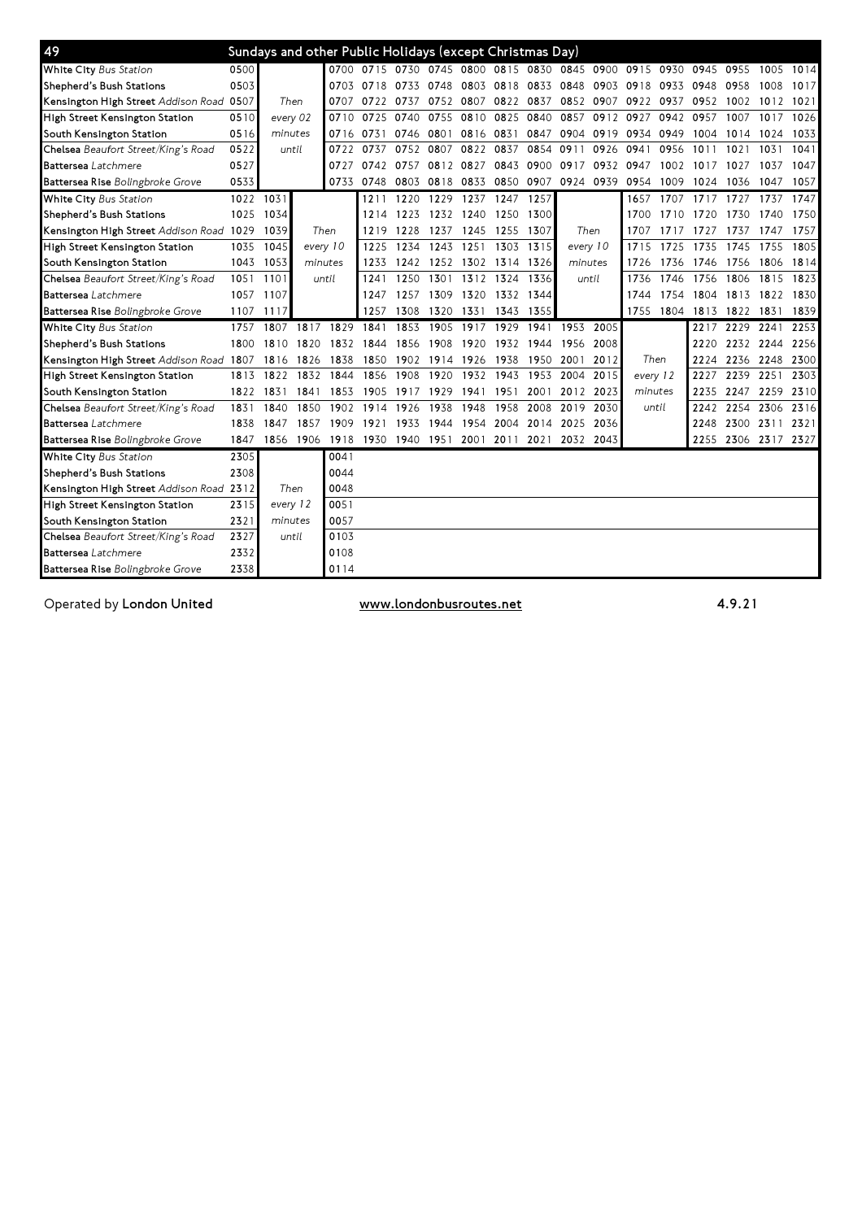## 49 Sundays and other Public Holidays (except Christmas Day)

| | | | | | | | | | | | | | | | | | | | |
|---|---|---|---|---|---|---|---|---|---|---|---|---|---|---|---|---|---|---|---|
| **White City** *Bus Station* | 0500 | | | 0700 | 0715 | 0730 | 0745 | 0800 | 0815 | 0830 | 0845 | 0900 | 0915 | 0930 | 0945 | 0955 | 1005 | 1014 |
| **Shepherd's Bush Stations** | 0503 | | | 0703 | 0718 | 0733 | 0748 | 0803 | 0818 | 0833 | 0848 | 0903 | 0918 | 0933 | 0948 | 0958 | 1008 | 1017 |
| **Kensington High Street** *Addison Road* | 0507 | Then | | 0707 | 0722 | 0737 | 0752 | 0807 | 0822 | 0837 | 0852 | 0907 | 0922 | 0937 | 0952 | 1002 | 1012 | 1021 |
| **High Street Kensington Station** | 0510 | every 02 | | 0710 | 0725 | 0740 | 0755 | 0810 | 0825 | 0840 | 0857 | 0912 | 0927 | 0942 | 0957 | 1007 | 1017 | 1026 |
| **South Kensington Station** | 0516 | minutes | | 0716 | 0731 | 0746 | 0801 | 0816 | 0831 | 0847 | 0904 | 0919 | 0934 | 0949 | 1004 | 1014 | 1024 | 1033 |
| **Chelsea** *Beaufort Street/King's Road* | 0522 | until | | 0722 | 0737 | 0752 | 0807 | 0822 | 0837 | 0854 | 0911 | 0926 | 0941 | 0956 | 1011 | 1021 | 1031 | 1041 |
| **Battersea** *Latchmere* | 0527 | | | 0727 | 0742 | 0757 | 0812 | 0827 | 0843 | 0900 | 0917 | 0932 | 0947 | 1002 | 1017 | 1027 | 1037 | 1047 |
| **Battersea Rise** *Bolingbroke Grove* | 0533 | | | 0733 | 0748 | 0803 | 0818 | 0833 | 0850 | 0907 | 0924 | 0939 | 0954 | 1009 | 1024 | 1036 | 1047 | 1057 |

| | | | | | | | | | | | | | | | | | | | |
|---|---|---|---|---|---|---|---|---|---|---|---|---|---|---|---|---|---|---|---|
| **White City** *Bus Station* | 1022 | 1031 | | | 1211 | 1220 | 1229 | 1237 | 1247 | 1257 | | | 1657 | 1707 | 1717 | 1727 | 1737 | 1747 |
| **Shepherd's Bush Stations** | 1025 | 1034 | | | 1214 | 1223 | 1232 | 1240 | 1250 | 1300 | | | 1700 | 1710 | 1720 | 1730 | 1740 | 1750 |
| **Kensington High Street** *Addison Road* | 1029 | 1039 | Then | | 1219 | 1228 | 1237 | 1245 | 1255 | 1307 | Then | | 1707 | 1717 | 1727 | 1737 | 1747 | 1757 |
| **High Street Kensington Station** | 1035 | 1045 | every 10 | | 1225 | 1234 | 1243 | 1251 | 1303 | 1315 | every 10 | | 1715 | 1725 | 1735 | 1745 | 1755 | 1805 |
| **South Kensington Station** | 1043 | 1053 | minutes | | 1233 | 1242 | 1252 | 1302 | 1314 | 1326 | minutes | | 1726 | 1736 | 1746 | 1756 | 1806 | 1814 |
| **Chelsea** *Beaufort Street/King's Road* | 1051 | 1101 | until | | 1241 | 1250 | 1301 | 1312 | 1324 | 1336 | until | | 1736 | 1746 | 1756 | 1806 | 1815 | 1823 |
| **Battersea** *Latchmere* | 1057 | 1107 | | | 1247 | 1257 | 1309 | 1320 | 1332 | 1344 | | | 1744 | 1754 | 1804 | 1813 | 1822 | 1830 |
| **Battersea Rise** *Bolingbroke Grove* | 1107 | 1117 | | | 1257 | 1308 | 1320 | 1331 | 1343 | 1355 | | | 1755 | 1804 | 1813 | 1822 | 1831 | 1839 |

| | | | | | | | | | | | | | | | | | | |
|---|---|---|---|---|---|---|---|---|---|---|---|---|---|---|---|---|---|---|
| **White City** *Bus Station* | 1757 | 1807 | 1817 | 1829 | 1841 | 1853 | 1905 | 1917 | 1929 | 1941 | 1953 | 2005 | | | 2217 | 2229 | 2241 | 2253 |
| **Shepherd's Bush Stations** | 1800 | 1810 | 1820 | 1832 | 1844 | 1856 | 1908 | 1920 | 1932 | 1944 | 1956 | 2008 | | | 2220 | 2232 | 2244 | 2256 |
| **Kensington High Street** *Addison Road* | 1807 | 1816 | 1826 | 1838 | 1850 | 1902 | 1914 | 1926 | 1938 | 1950 | 2001 | 2012 | Then | | 2224 | 2236 | 2248 | 2300 |
| **High Street Kensington Station** | 1813 | 1822 | 1832 | 1844 | 1856 | 1908 | 1920 | 1932 | 1943 | 1953 | 2004 | 2015 | every 12 | | 2227 | 2239 | 2251 | 2303 |
| **South Kensington Station** | 1822 | 1831 | 1841 | 1853 | 1905 | 1917 | 1929 | 1941 | 1951 | 2001 | 2012 | 2023 | minutes | | 2235 | 2247 | 2259 | 2310 |
| **Chelsea** *Beaufort Street/King's Road* | 1831 | 1840 | 1850 | 1902 | 1914 | 1926 | 1938 | 1948 | 1958 | 2008 | 2019 | 2030 | until | | 2242 | 2254 | 2306 | 2316 |
| **Battersea** *Latchmere* | 1838 | 1847 | 1857 | 1909 | 1921 | 1933 | 1944 | 1954 | 2004 | 2014 | 2025 | 2036 | | | 2248 | 2300 | 2311 | 2321 |
| **Battersea Rise** *Bolingbroke Grove* | 1847 | 1856 | 1906 | 1918 | 1930 | 1940 | 1951 | 2001 | 2011 | 2021 | 2032 | 2043 | | | 2255 | 2306 | 2317 | 2327 |

| | | | | |
|---|---|---|---|---|
| **White City** *Bus Station* | 2305 | | | 0041 |
| **Shepherd's Bush Stations** | 2308 | | | 0044 |
| **Kensington High Street** *Addison Road* | 2312 | Then | | 0048 |
| **High Street Kensington Station** | 2315 | every 12 | | 0051 |
| **South Kensington Station** | 2321 | minutes | | 0057 |
| **Chelsea** *Beaufort Street/King's Road* | 2327 | until | | 0103 |
| **Battersea** *Latchmere* | 2332 | | | 0108 |
| **Battersea Rise** *Bolingbroke Grove* | 2338 | | | 0114 |

Operated by **London United** www.londonbusroutes.net 4.9.21